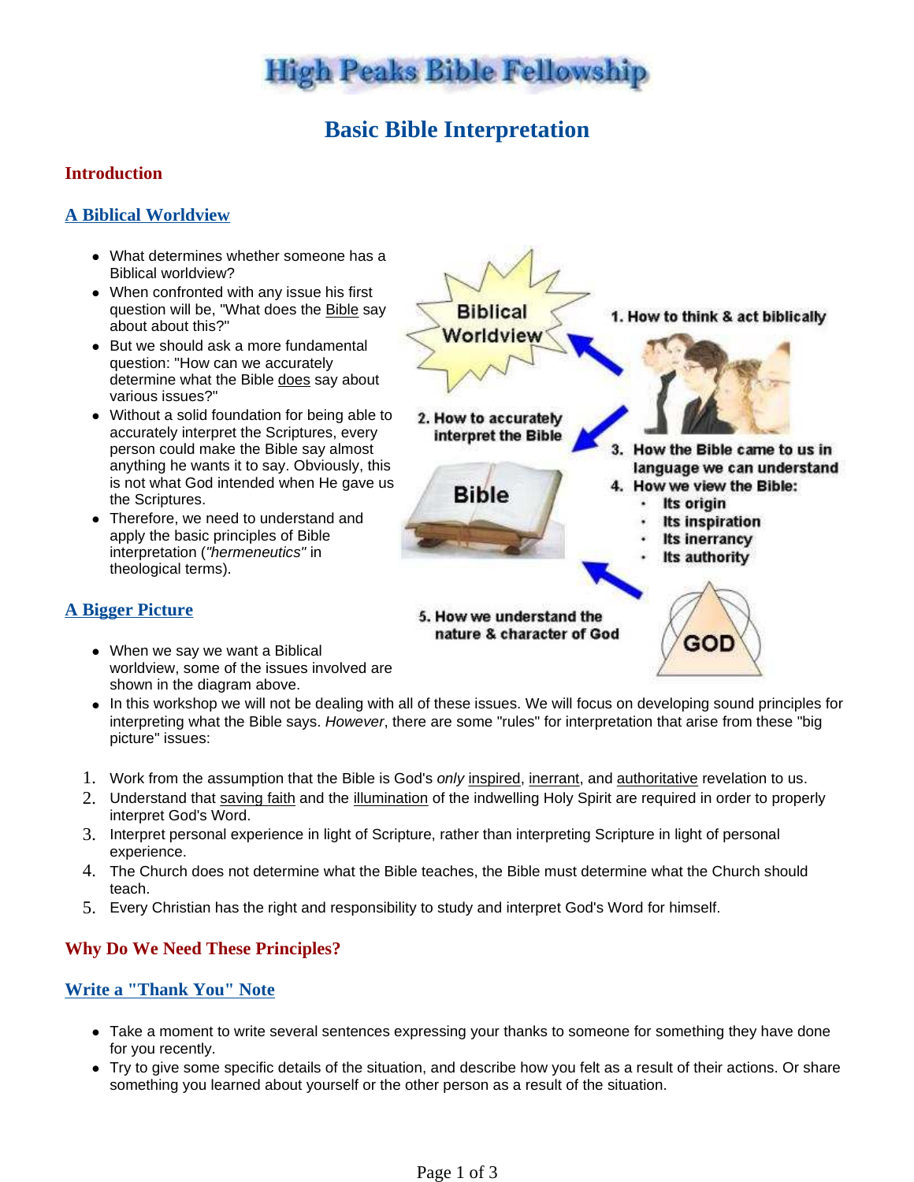# High Peaks Bible Fellowship

## Basic Bible Interpretation

### Introduction

### A Biblical Worldview

- What determines whether someone has a Biblical worldview?
- When confronted with any issue his first question will be, "What does the Bible say about about this?"
- But we should ask a more fundamental question: "How can we accurately determine what the Bible does say about various issues?"
- Without a solid foundation for being able to accurately interpret the Scriptures, every person could make the Bible say almost anything he wants it to say. Obviously, this is not what God intended when He gave us the Scriptures.
- Therefore, we need to understand and apply the basic principles of Bible interpretation (*"hermeneutics"* in theological terms).

Biblical Worldview

1. How to think & act biblically
2. How to accurately interpret the Bible
3. How the Bible came to us in language we can understand
4. How we view the Bible:
   - Its origin
   - Its inspiration
   - Its inerrancy
   - Its authority
5. How we understand the nature & character of God

### A Bigger Picture

- When we say we want a Biblical worldview, some of the issues involved are shown in the diagram above.
- In this workshop we will not be dealing with all of these issues. We will focus on developing sound principles for interpreting what the Bible says. *However*, there are some "rules" for interpretation that arise from these "big picture" issues:

1. Work from the assumption that the Bible is God's *only* inspired, inerrant, and authoritative revelation to us.
2. Understand that saving faith and the illumination of the indwelling Holy Spirit are required in order to properly interpret God's Word.
3. Interpret personal experience in light of Scripture, rather than interpreting Scripture in light of personal experience.
4. The Church does not determine what the Bible teaches, the Bible must determine what the Church should teach.
5. Every Christian has the right and responsibility to study and interpret God's Word for himself.

### Why Do We Need These Principles?

### Write a "Thank You" Note

- Take a moment to write several sentences expressing your thanks to someone for something they have done for you recently.
- Try to give some specific details of the situation, and describe how you felt as a result of their actions. Or share something you learned about yourself or the other person as a result of the situation.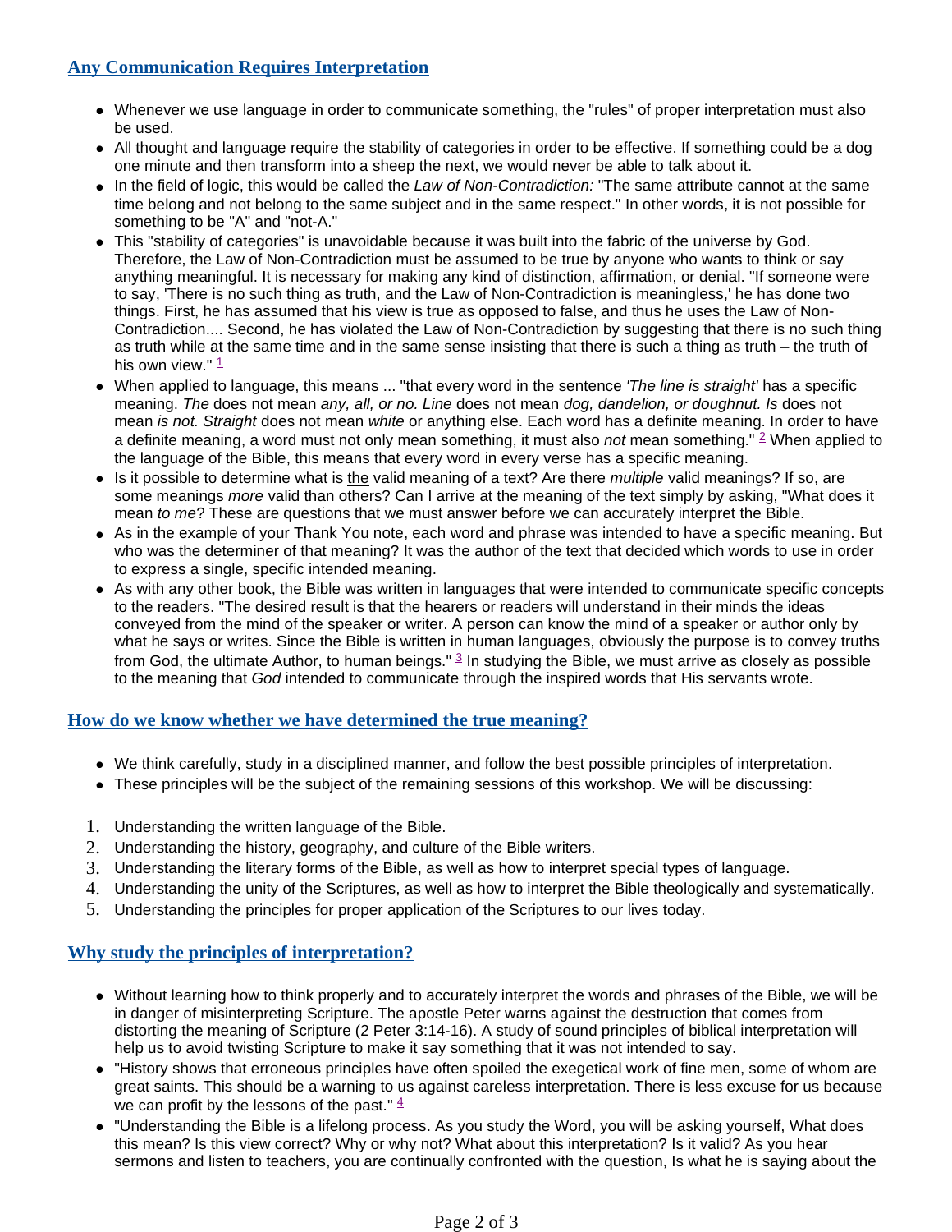## Any Communication Requires Interpretation

- Whenever we use language in order to communicate something, the "rules" of proper interpretation must also be used.
- All thought and language require the stability of categories in order to be effective. If something could be a dog one minute and then transform into a sheep the next, we would never be able to talk about it.
- In the field of logic, this would be called the *Law of Non-Contradiction:* "The same attribute cannot at the same time belong and not belong to the same subject and in the same respect." In other words, it is not possible for something to be "A" and "not-A."
- This "stability of categories" is unavoidable because it was built into the fabric of the universe by God. Therefore, the Law of Non-Contradiction must be assumed to be true by anyone who wants to think or say anything meaningful. It is necessary for making any kind of distinction, affirmation, or denial. "If someone were to say, 'There is no such thing as truth, and the Law of Non-Contradiction is meaningless,' he has done two things. First, he has assumed that his view is true as opposed to false, and thus he uses the Law of Non-Contradiction.... Second, he has violated the Law of Non-Contradiction by suggesting that there is no such thing as truth while at the same time and in the same sense insisting that there is such a thing as truth – the truth of his own view." [1]
- When applied to language, this means ... "that every word in the sentence *'The line is straight'* has a specific meaning. *The* does not mean *any, all, or no. Line* does not mean *dog, dandelion, or doughnut. Is* does not mean *is not. Straight* does not mean *white* or anything else. Each word has a definite meaning. In order to have a definite meaning, a word must not only mean something, it must also *not* mean something." [2] When applied to the language of the Bible, this means that every word in every verse has a specific meaning.
- Is it possible to determine what is <u>the</u> valid meaning of a text? Are there *multiple* valid meanings? If so, are some meanings *more* valid than others? Can I arrive at the meaning of the text simply by asking, "What does it mean *to me*? These are questions that we must answer before we can accurately interpret the Bible.
- As in the example of your Thank You note, each word and phrase was intended to have a specific meaning. But who was the <u>determiner</u> of that meaning? It was the <u>author</u> of the text that decided which words to use in order to express a single, specific intended meaning.
- As with any other book, the Bible was written in languages that were intended to communicate specific concepts to the readers. "The desired result is that the hearers or readers will understand in their minds the ideas conveyed from the mind of the speaker or writer. A person can know the mind of a speaker or author only by what he says or writes. Since the Bible is written in human languages, obviously the purpose is to convey truths from God, the ultimate Author, to human beings." [3] In studying the Bible, we must arrive as closely as possible to the meaning that *God* intended to communicate through the inspired words that His servants wrote.

## How do we know whether we have determined the true meaning?

- We think carefully, study in a disciplined manner, and follow the best possible principles of interpretation.
- These principles will be the subject of the remaining sessions of this workshop. We will be discussing:

1. Understanding the written language of the Bible.
2. Understanding the history, geography, and culture of the Bible writers.
3. Understanding the literary forms of the Bible, as well as how to interpret special types of language.
4. Understanding the unity of the Scriptures, as well as how to interpret the Bible theologically and systematically.
5. Understanding the principles for proper application of the Scriptures to our lives today.

## Why study the principles of interpretation?

- Without learning how to think properly and to accurately interpret the words and phrases of the Bible, we will be in danger of misinterpreting Scripture. The apostle Peter warns against the destruction that comes from distorting the meaning of Scripture (2 Peter 3:14-16). A study of sound principles of biblical interpretation will help us to avoid twisting Scripture to make it say something that it was not intended to say.
- "History shows that erroneous principles have often spoiled the exegetical work of fine men, some of whom are great saints. This should be a warning to us against careless interpretation. There is less excuse for us because we can profit by the lessons of the past." [4]
- "Understanding the Bible is a lifelong process. As you study the Word, you will be asking yourself, What does this mean? Is this view correct? Why or why not? What about this interpretation? Is it valid? As you hear sermons and listen to teachers, you are continually confronted with the question, Is what he is saying about the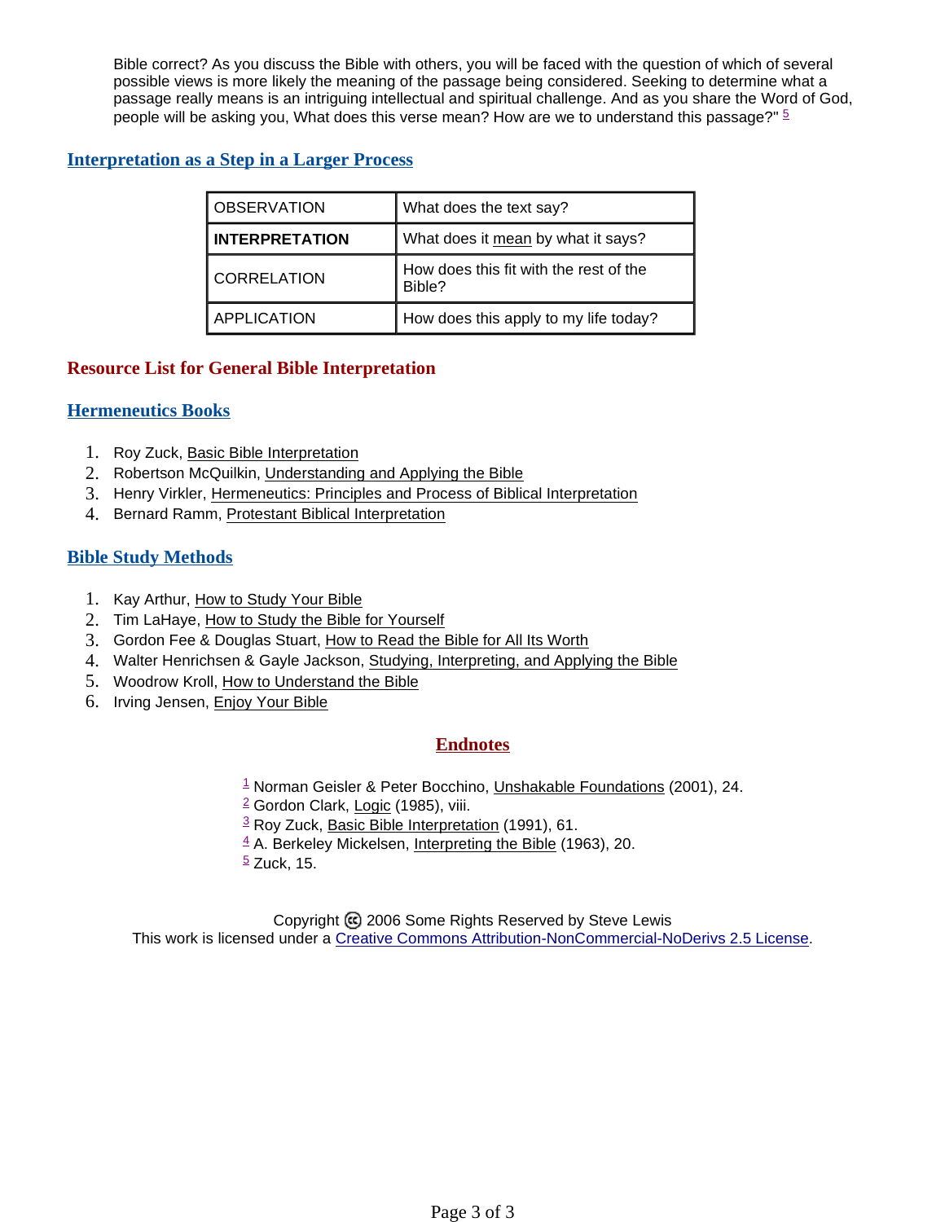Bible correct? As you discuss the Bible with others, you will be faced with the question of which of several possible views is more likely the meaning of the passage being considered. Seeking to determine what a passage really means is an intriguing intellectual and spiritual challenge. And as you share the Word of God, people will be asking you, What does this verse mean? How are we to understand this passage?" [5]

## Interpretation as a Step in a Larger Process

| | |
|---|---|
| OBSERVATION | What does the text say? |
| **INTERPRETATION** | What does it mean by what it says? |
| CORRELATION | How does this fit with the rest of the Bible? |
| APPLICATION | How does this apply to my life today? |

## Resource List for General Bible Interpretation

### Hermeneutics Books

1. Roy Zuck, Basic Bible Interpretation
2. Robertson McQuilkin, Understanding and Applying the Bible
3. Henry Virkler, Hermeneutics: Principles and Process of Biblical Interpretation
4. Bernard Ramm, Protestant Biblical Interpretation

### Bible Study Methods

1. Kay Arthur, How to Study Your Bible
2. Tim LaHaye, How to Study the Bible for Yourself
3. Gordon Fee & Douglas Stuart, How to Read the Bible for All Its Worth
4. Walter Henrichsen & Gayle Jackson, Studying, Interpreting, and Applying the Bible
5. Woodrow Kroll, How to Understand the Bible
6. Irving Jensen, Enjoy Your Bible

## Endnotes

[1] Norman Geisler & Peter Bocchino, Unshakable Foundations (2001), 24.
[2] Gordon Clark, Logic (1985), viii.
[3] Roy Zuck, Basic Bible Interpretation (1991), 61.
[4] A. Berkeley Mickelsen, Interpreting the Bible (1963), 20.
[5] Zuck, 15.

Copyright (cc) 2006 Some Rights Reserved by Steve Lewis
This work is licensed under a Creative Commons Attribution-NonCommercial-NoDerivs 2.5 License.